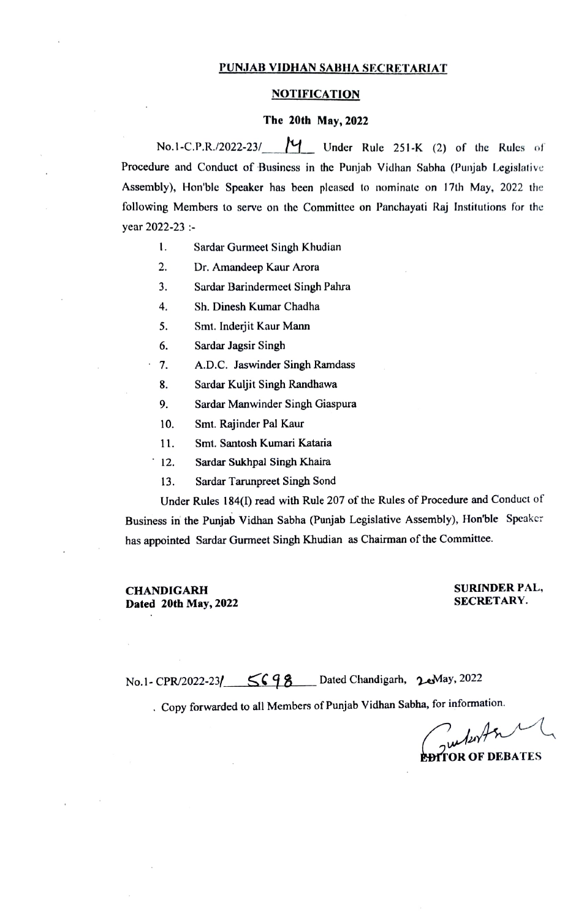**PUNJAB VIDHAN SABHA SECRETARIAT**

**NOTIFICATION**

**The 20th May, 2022**

No.1-C.P.R./2022-23/ 14 Under Rule 251-K (2) of the Rules of Procedure and Conduct of Business in the Punjab Vidhan Sabha (Punjab Legislative Assembly), Hon'ble Speaker has been pleased to nominate on 17th May, 2022 the following Members to serve on the Committee on Panchayati Raj Institutions for the year 2022-23 :-

1. Sardar Gurmeet Singh Khudian
2. Dr. Amandeep Kaur Arora
3. Sardar Barindermeet Singh Pahra
4. Sh. Dinesh Kumar Chadha
5. Smt. Inderjit Kaur Mann
6. Sardar Jagsir Singh
7. A.D.C. Jaswinder Singh Ramdass
8. Sardar Kuljit Singh Randhawa
9. Sardar Manwinder Singh Giaspura
10. Smt. Rajinder Pal Kaur
11. Smt. Santosh Kumari Kataria
12. Sardar Sukhpal Singh Khaira
13. Sardar Tarunpreet Singh Sond

Under Rules 184(I) read with Rule 207 of the Rules of Procedure and Conduct of Business in the Punjab Vidhan Sabha (Punjab Legislative Assembly), Hon'ble Speaker has appointed Sardar Gurmeet Singh Khudian as Chairman of the Committee.

**CHANDIGARH**
**Dated 20th May, 2022**

**SURINDER PAL,**
**SECRETARY.**

No.1- CPR/2022-23/ 5698 Dated Chandigarh, 20 May, 2022

. Copy forwarded to all Members of Punjab Vidhan Sabha, for information.

**EDITOR OF DEBATES**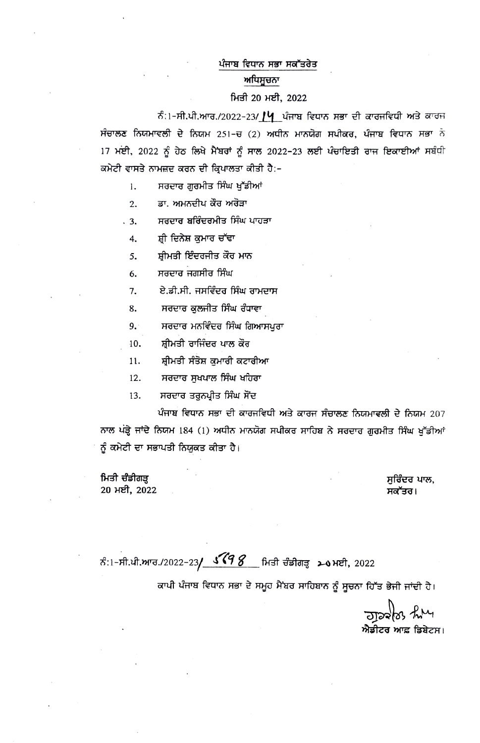**ਪੰਜਾਬ ਵਿਧਾਨ ਸਭਾ ਸਕੱਤਰੇਤ**

**ਅਧਿਸੂਚਨਾ**

ਮਿਤੀ 20 ਮਈ, 2022

ਨੰ:1-ਸੀ.ਪੀ.ਆਰ./2022-23/14 ਪੰਜਾਬ ਵਿਧਾਨ ਸਭਾ ਦੀ ਕਾਰਜਵਿਧੀ ਅਤੇ ਕਾਰਜ ਸੰਚਾਲਣ ਨਿਯਮਾਵਲੀ ਦੇ ਨਿਯਮ 251-ਚ (2) ਅਧੀਨ ਮਾਨਯੋਗ ਸਪੀਕਰ, ਪੰਜਾਬ ਵਿਧਾਨ ਸਭਾ ਨੇ 17 ਮਈ, 2022 ਨੂੰ ਹੇਠ ਲਿਖੇ ਮੈਂਬਰਾਂ ਨੂੰ ਸਾਲ 2022-23 ਲਈ ਪੰਚਾਇਤੀ ਰਾਜ ਇਕਾਈਆਂ ਸਬੰਧੀ ਕਮੇਟੀ ਵਾਸਤੇ ਨਾਮਜ਼ਦ ਕਰਨ ਦੀ ਕ੍ਰਿਪਾਲਤਾ ਕੀਤੀ ਹੈ:-

1. ਸਰਦਾਰ ਗੁਰਮੀਤ ਸਿੰਘ ਖੁੱਡੀਆਂ
2. ਡਾ. ਅਮਨਦੀਪ ਕੌਰ ਅਰੋੜਾ
3. ਸਰਦਾਰ ਬਰਿੰਦਰਮੀਤ ਸਿੰਘ ਪਾਹੜਾ
4. ਸ਼੍ਰੀ ਦਿਨੇਸ਼ ਕੁਮਾਰ ਚੱਢਾ
5. ਸ਼੍ਰੀਮਤੀ ਇੰਦਰਜੀਤ ਕੌਰ ਮਾਨ
6. ਸਰਦਾਰ ਜਗਸੀਰ ਸਿੰਘ
7. ਏ.ਡੀ.ਸੀ. ਜਸਵਿੰਦਰ ਸਿੰਘ ਰਾਮਦਾਸ
8. ਸਰਦਾਰ ਕੁਲਜੀਤ ਸਿੰਘ ਰੰਧਾਵਾ
9. ਸਰਦਾਰ ਮਨਵਿੰਦਰ ਸਿੰਘ ਗਿਆਸਪੁਰਾ
10. ਸ਼੍ਰੀਮਤੀ ਰਾਜਿੰਦਰ ਪਾਲ ਕੌਰ
11. ਸ਼੍ਰੀਮਤੀ ਸੰਤੋਸ਼ ਕੁਮਾਰੀ ਕਟਾਰੀਆ
12. ਸਰਦਾਰ ਸੁਖਪਾਲ ਸਿੰਘ ਖਹਿਰਾ
13. ਸਰਦਾਰ ਤਰੁਨਪ੍ਰੀਤ ਸਿੰਘ ਸੌਂਦ

ਪੰਜਾਬ ਵਿਧਾਨ ਸਭਾ ਦੀ ਕਾਰਜਵਿਧੀ ਅਤੇ ਕਾਰਜ ਸੰਚਾਲਣ ਨਿਯਮਾਵਲੀ ਦੇ ਨਿਯਮ 207 ਨਾਲ ਪੜ੍ਹੇ ਜਾਂਦੇ ਨਿਯਮ 184 (1) ਅਧੀਨ ਮਾਨਯੋਗ ਸਪੀਕਰ ਸਾਹਿਬ ਨੇ ਸਰਦਾਰ ਗੁਰਮੀਤ ਸਿੰਘ ਖੁੱਡੀਆਂ ਨੂੰ ਕਮੇਟੀ ਦਾ ਸਭਾਪਤੀ ਨਿਯੁਕਤ ਕੀਤਾ ਹੈ।

**ਮਿਤੀ ਚੰਡੀਗੜ੍ਹ**
**20 ਮਈ, 2022**

**ਸੁਰਿੰਦਰ ਪਾਲ,**
**ਸਕੱਤਰ।**

ਨੰ:1-ਸੀ.ਪੀ.ਆਰ./2022-23/5698 ਮਿਤੀ ਚੰਡੀਗੜ੍ਹ 20 ਮਈ, 2022

ਕਾਪੀ ਪੰਜਾਬ ਵਿਧਾਨ ਸਭਾ ਦੇ ਸਮੂਹ ਮੈਂਬਰ ਸਾਹਿਬਾਨ ਨੂੰ ਸੂਚਨਾ ਹਿੱਤ ਭੇਜੀ ਜਾਂਦੀ ਹੈ।

**ਐਡੀਟਰ ਆਫ਼ ਡਿਬੇਟਸ।**